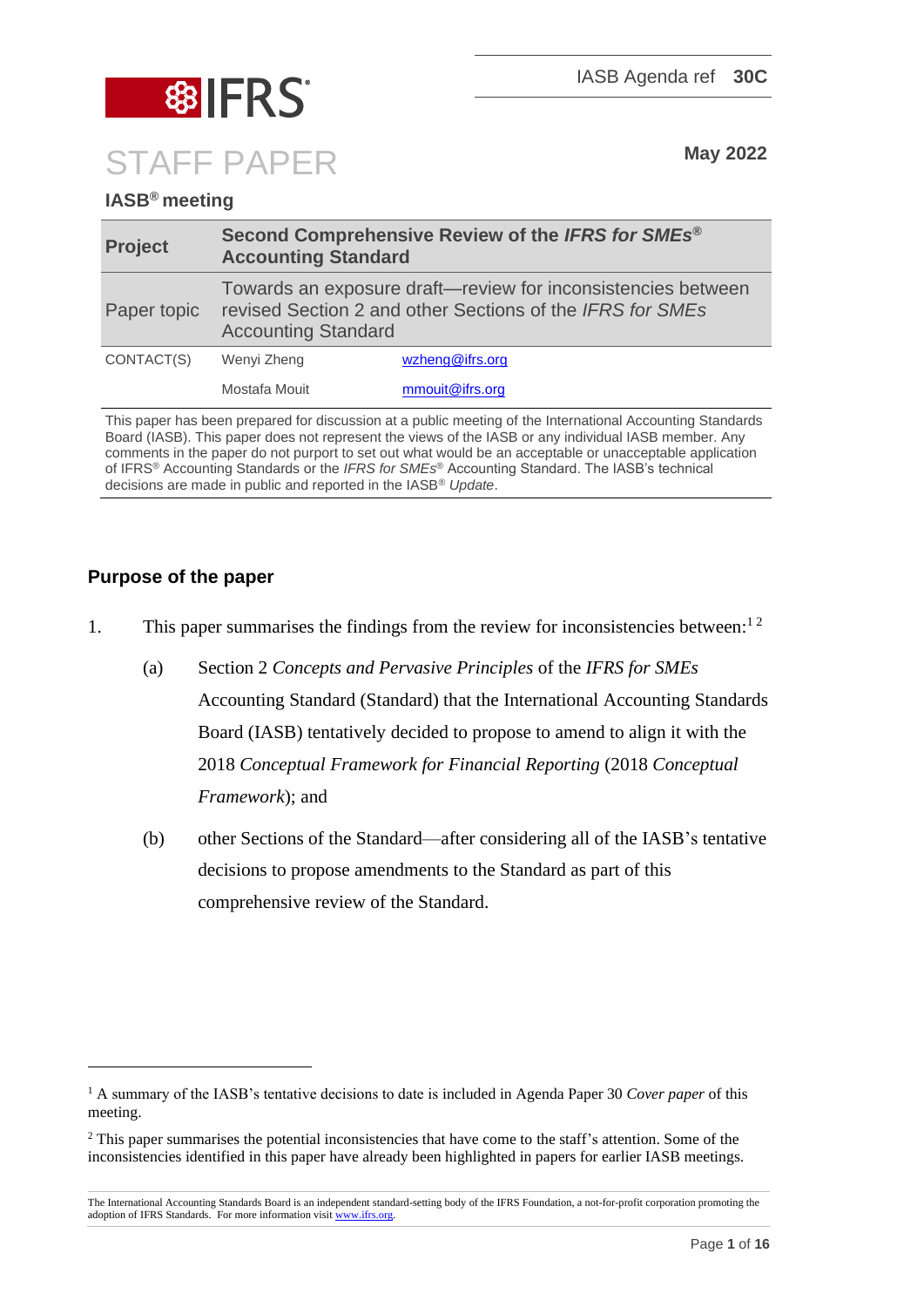IASB Agenda ref **30C**

# STAFF PAPER

**May 2022**

**IASB® meeting**

| | | |
|---|---|---|
| **Project** | **Second Comprehensive Review of the *IFRS for SMEs*® Accounting Standard** | |
| Paper topic | Towards an exposure draft—review for inconsistencies between revised Section 2 and other Sections of the *IFRS for SMEs* Accounting Standard | |
| CONTACT(S) | Wenyi Zheng | wzheng@ifrs.org |
| | Mostafa Mouit | mmouit@ifrs.org |

This paper has been prepared for discussion at a public meeting of the International Accounting Standards Board (IASB). This paper does not represent the views of the IASB or any individual IASB member. Any comments in the paper do not purport to set out what would be an acceptable or unacceptable application of IFRS® Accounting Standards or the *IFRS for SMEs*® Accounting Standard. The IASB's technical decisions are made in public and reported in the IASB® *Update*.

## Purpose of the paper

1. This paper summarises the findings from the review for inconsistencies between:[1] [2]

   (a) Section 2 *Concepts and Pervasive Principles* of the *IFRS for SMEs* Accounting Standard (Standard) that the International Accounting Standards Board (IASB) tentatively decided to propose to amend to align it with the 2018 *Conceptual Framework for Financial Reporting* (2018 *Conceptual Framework*); and

   (b) other Sections of the Standard—after considering all of the IASB's tentative decisions to propose amendments to the Standard as part of this comprehensive review of the Standard.

---

[1] A summary of the IASB's tentative decisions to date is included in Agenda Paper 30 *Cover paper* of this meeting.

[2] This paper summarises the potential inconsistencies that have come to the staff's attention. Some of the inconsistencies identified in this paper have already been highlighted in papers for earlier IASB meetings.

The International Accounting Standards Board is an independent standard-setting body of the IFRS Foundation, a not-for-profit corporation promoting the adoption of IFRS Standards. For more information visit www.ifrs.org.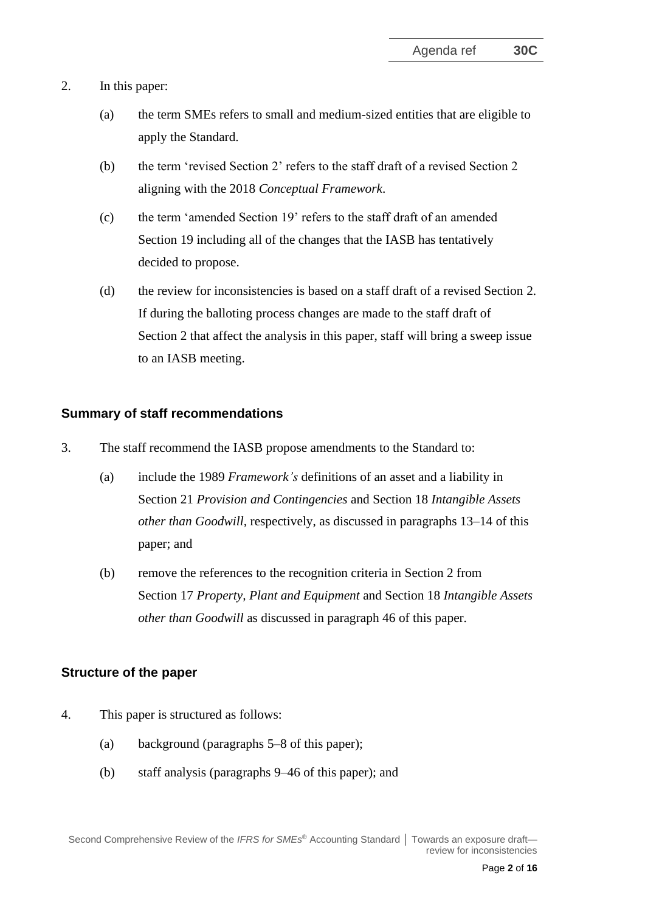2. In this paper:

   (a) the term SMEs refers to small and medium-sized entities that are eligible to apply the Standard.

   (b) the term 'revised Section 2' refers to the staff draft of a revised Section 2 aligning with the 2018 *Conceptual Framework*.

   (c) the term 'amended Section 19' refers to the staff draft of an amended Section 19 including all of the changes that the IASB has tentatively decided to propose.

   (d) the review for inconsistencies is based on a staff draft of a revised Section 2. If during the balloting process changes are made to the staff draft of Section 2 that affect the analysis in this paper, staff will bring a sweep issue to an IASB meeting.

## Summary of staff recommendations

3. The staff recommend the IASB propose amendments to the Standard to:

   (a) include the 1989 *Framework's* definitions of an asset and a liability in Section 21 *Provision and Contingencies* and Section 18 *Intangible Assets other than Goodwill*, respectively, as discussed in paragraphs 13–14 of this paper; and

   (b) remove the references to the recognition criteria in Section 2 from Section 17 *Property, Plant and Equipment* and Section 18 *Intangible Assets other than Goodwill* as discussed in paragraph 46 of this paper.

## Structure of the paper

4. This paper is structured as follows:

   (a) background (paragraphs 5–8 of this paper);

   (b) staff analysis (paragraphs 9–46 of this paper); and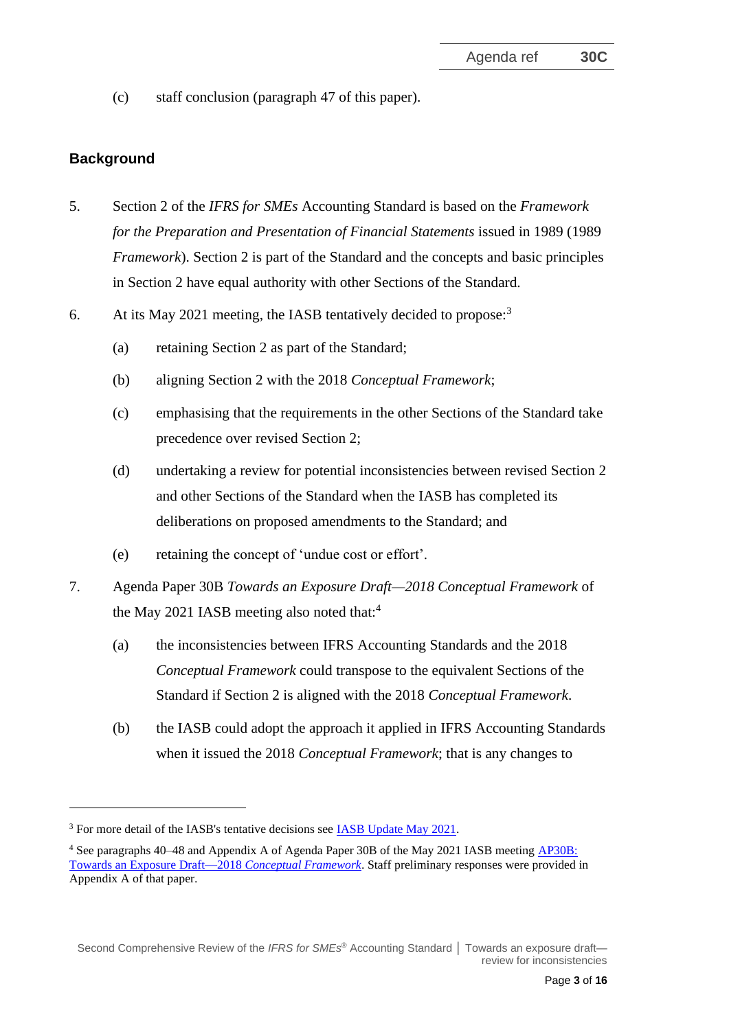(c) staff conclusion (paragraph 47 of this paper).

## Background

5. Section 2 of the *IFRS for SMEs* Accounting Standard is based on the *Framework for the Preparation and Presentation of Financial Statements* issued in 1989 (1989 *Framework*). Section 2 is part of the Standard and the concepts and basic principles in Section 2 have equal authority with other Sections of the Standard.

6. At its May 2021 meeting, the IASB tentatively decided to propose:[3]

   (a) retaining Section 2 as part of the Standard;

   (b) aligning Section 2 with the 2018 *Conceptual Framework*;

   (c) emphasising that the requirements in the other Sections of the Standard take precedence over revised Section 2;

   (d) undertaking a review for potential inconsistencies between revised Section 2 and other Sections of the Standard when the IASB has completed its deliberations on proposed amendments to the Standard; and

   (e) retaining the concept of 'undue cost or effort'.

7. Agenda Paper 30B *Towards an Exposure Draft—2018 Conceptual Framework* of the May 2021 IASB meeting also noted that:[4]

   (a) the inconsistencies between IFRS Accounting Standards and the 2018 *Conceptual Framework* could transpose to the equivalent Sections of the Standard if Section 2 is aligned with the 2018 *Conceptual Framework*.

   (b) the IASB could adopt the approach it applied in IFRS Accounting Standards when it issued the 2018 *Conceptual Framework*; that is any changes to

---

[3] For more detail of the IASB's tentative decisions see IASB Update May 2021.

[4] See paragraphs 40–48 and Appendix A of Agenda Paper 30B of the May 2021 IASB meeting AP30B: Towards an Exposure Draft—2018 *Conceptual Framework*. Staff preliminary responses were provided in Appendix A of that paper.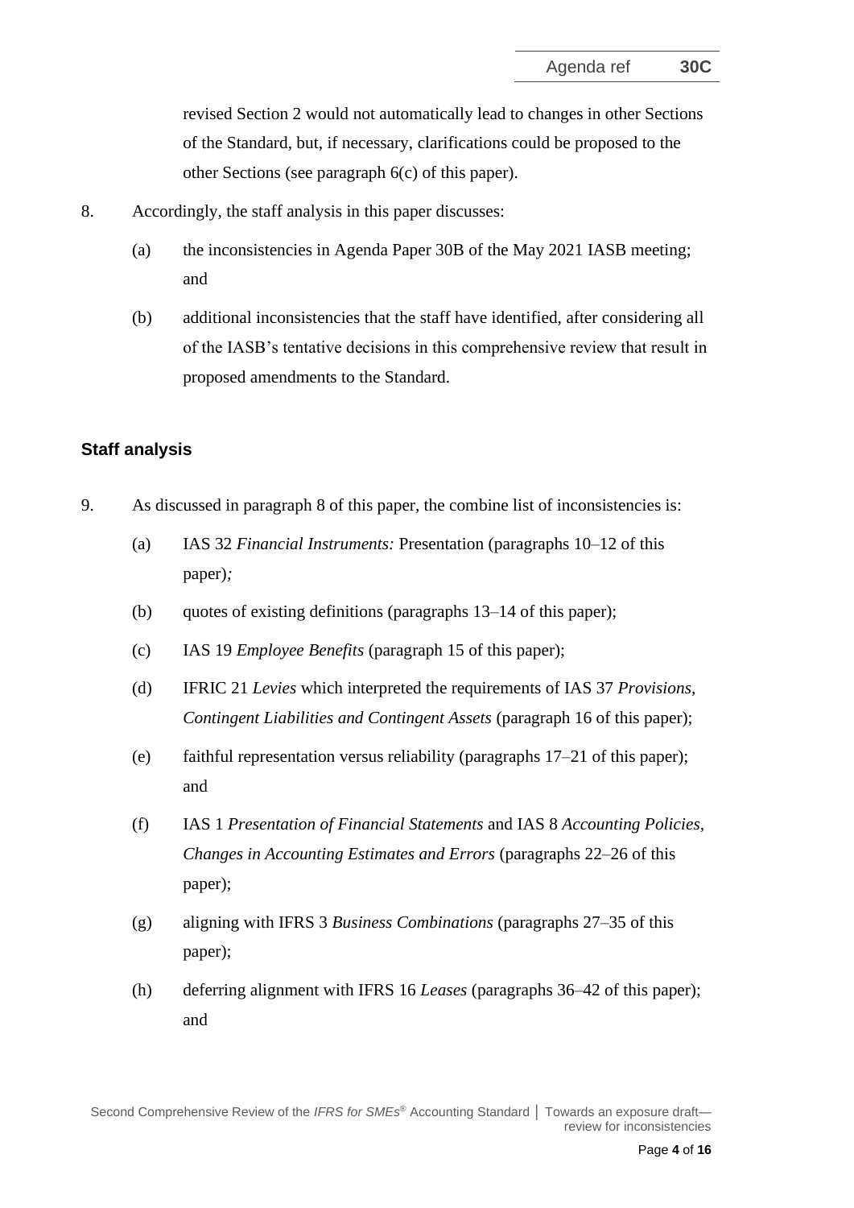revised Section 2 would not automatically lead to changes in other Sections of the Standard, but, if necessary, clarifications could be proposed to the other Sections (see paragraph 6(c) of this paper).

8. Accordingly, the staff analysis in this paper discusses:

   (a) the inconsistencies in Agenda Paper 30B of the May 2021 IASB meeting; and

   (b) additional inconsistencies that the staff have identified, after considering all of the IASB's tentative decisions in this comprehensive review that result in proposed amendments to the Standard.

## Staff analysis

9. As discussed in paragraph 8 of this paper, the combine list of inconsistencies is:

   (a) IAS 32 *Financial Instruments:* Presentation (paragraphs 10–12 of this paper)*;*

   (b) quotes of existing definitions (paragraphs 13–14 of this paper);

   (c) IAS 19 *Employee Benefits* (paragraph 15 of this paper);

   (d) IFRIC 21 *Levies* which interpreted the requirements of IAS 37 *Provisions, Contingent Liabilities and Contingent Assets* (paragraph 16 of this paper);

   (e) faithful representation versus reliability (paragraphs 17–21 of this paper); and

   (f) IAS 1 *Presentation of Financial Statements* and IAS 8 *Accounting Policies, Changes in Accounting Estimates and Errors* (paragraphs 22–26 of this paper);

   (g) aligning with IFRS 3 *Business Combinations* (paragraphs 27–35 of this paper);

   (h) deferring alignment with IFRS 16 *Leases* (paragraphs 36–42 of this paper); and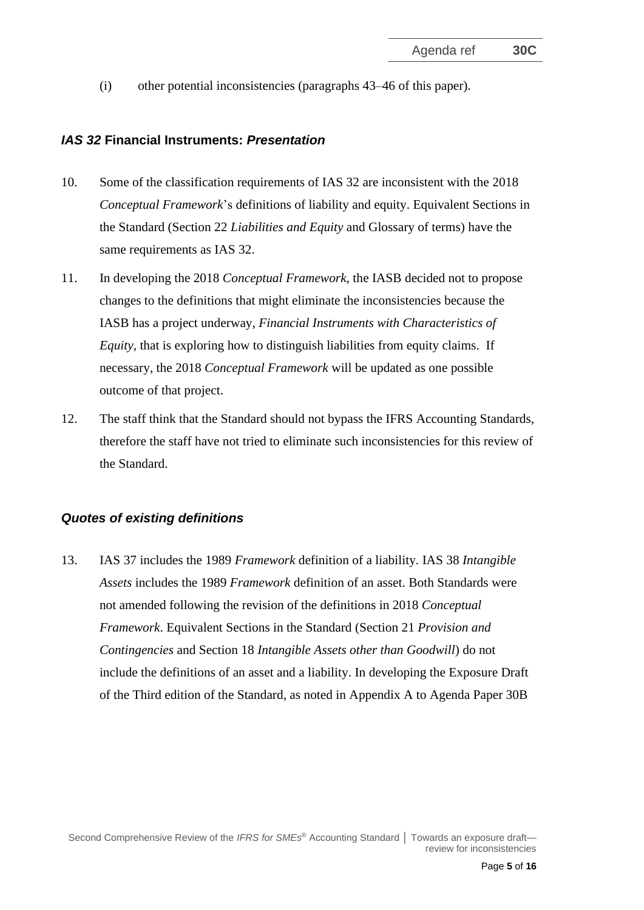(i) other potential inconsistencies (paragraphs 43–46 of this paper).

### *IAS 32* **Financial Instruments:** ***Presentation***

10. Some of the classification requirements of IAS 32 are inconsistent with the 2018 *Conceptual Framework*'s definitions of liability and equity. Equivalent Sections in the Standard (Section 22 *Liabilities and Equity* and Glossary of terms) have the same requirements as IAS 32.

11. In developing the 2018 *Conceptual Framework*, the IASB decided not to propose changes to the definitions that might eliminate the inconsistencies because the IASB has a project underway, *Financial Instruments with Characteristics of Equity*, that is exploring how to distinguish liabilities from equity claims. If necessary, the 2018 *Conceptual Framework* will be updated as one possible outcome of that project.

12. The staff think that the Standard should not bypass the IFRS Accounting Standards, therefore the staff have not tried to eliminate such inconsistencies for this review of the Standard.

### *Quotes of existing definitions*

13. IAS 37 includes the 1989 *Framework* definition of a liability. IAS 38 *Intangible Assets* includes the 1989 *Framework* definition of an asset. Both Standards were not amended following the revision of the definitions in 2018 *Conceptual Framework*. Equivalent Sections in the Standard (Section 21 *Provision and Contingencies* and Section 18 *Intangible Assets other than Goodwill*) do not include the definitions of an asset and a liability. In developing the Exposure Draft of the Third edition of the Standard, as noted in Appendix A to Agenda Paper 30B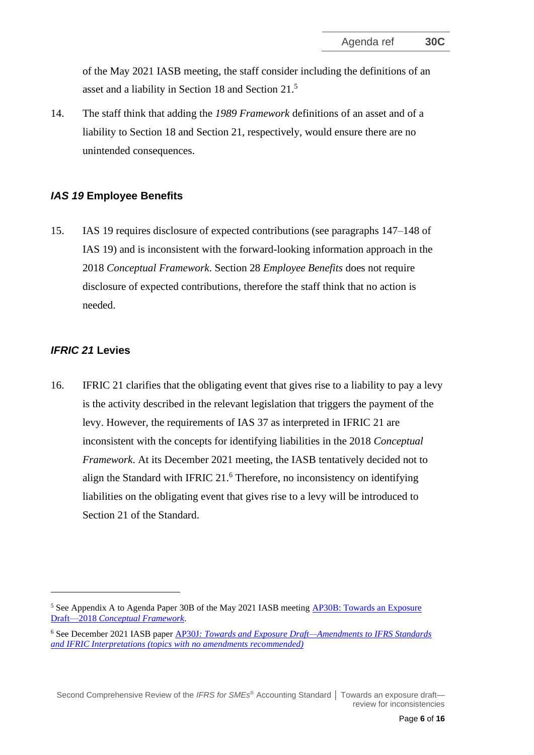of the May 2021 IASB meeting, the staff consider including the definitions of an asset and a liability in Section 18 and Section 21.[5]

14. The staff think that adding the *1989 Framework* definitions of an asset and of a liability to Section 18 and Section 21, respectively, would ensure there are no unintended consequences.

### *IAS 19* Employee Benefits

15. IAS 19 requires disclosure of expected contributions (see paragraphs 147–148 of IAS 19) and is inconsistent with the forward-looking information approach in the 2018 *Conceptual Framework*. Section 28 *Employee Benefits* does not require disclosure of expected contributions, therefore the staff think that no action is needed.

### *IFRIC 21* Levies

16. IFRIC 21 clarifies that the obligating event that gives rise to a liability to pay a levy is the activity described in the relevant legislation that triggers the payment of the levy. However, the requirements of IAS 37 as interpreted in IFRIC 21 are inconsistent with the concepts for identifying liabilities in the 2018 *Conceptual Framework*. At its December 2021 meeting, the IASB tentatively decided not to align the Standard with IFRIC 21.[6] Therefore, no inconsistency on identifying liabilities on the obligating event that gives rise to a levy will be introduced to Section 21 of the Standard.

---

[5] See Appendix A to Agenda Paper 30B of the May 2021 IASB meeting AP30B: Towards an Exposure Draft—2018 *Conceptual Framework*.

[6] See December 2021 IASB paper AP30J*: Towards and Exposure Draft—Amendments to IFRS Standards and IFRIC Interpretations (topics with no amendments recommended)*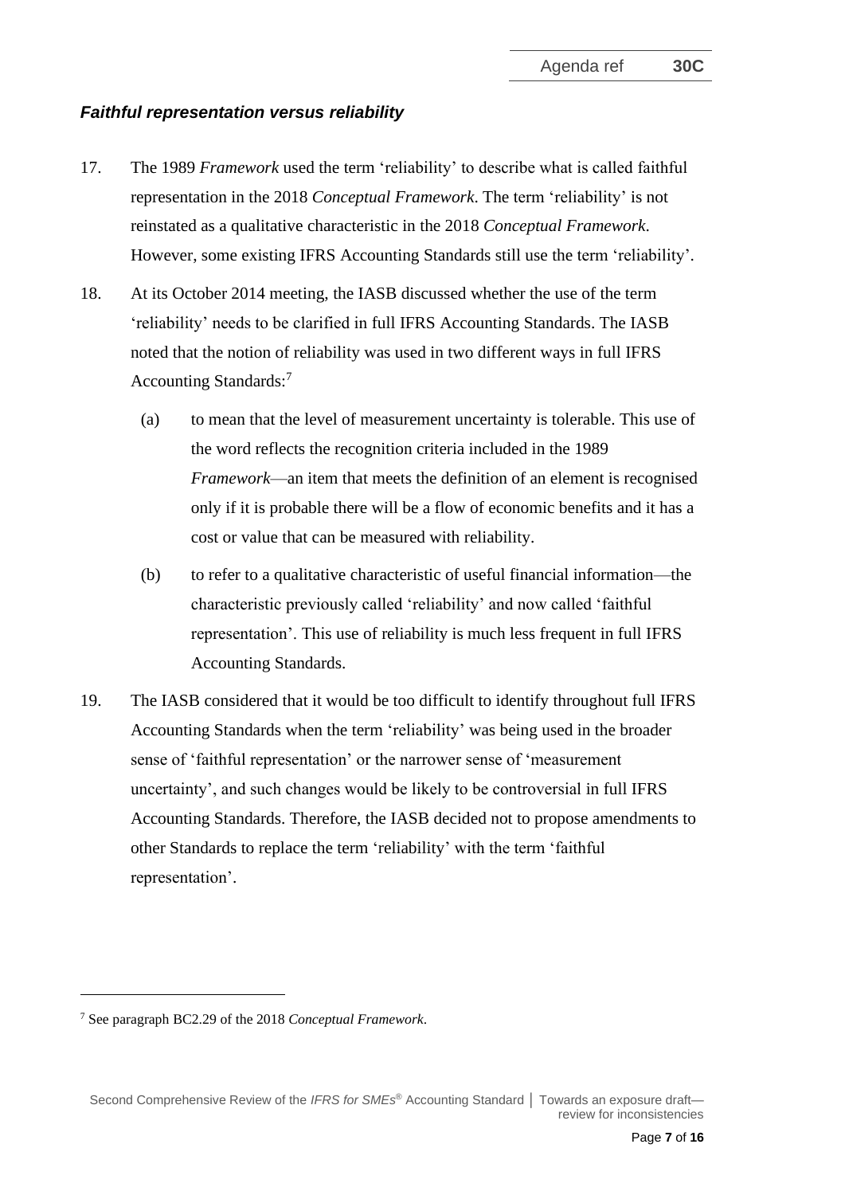### *Faithful representation versus reliability*

17. The 1989 *Framework* used the term 'reliability' to describe what is called faithful representation in the 2018 *Conceptual Framework*. The term 'reliability' is not reinstated as a qualitative characteristic in the 2018 *Conceptual Framework*. However, some existing IFRS Accounting Standards still use the term 'reliability'.

18. At its October 2014 meeting, the IASB discussed whether the use of the term 'reliability' needs to be clarified in full IFRS Accounting Standards. The IASB noted that the notion of reliability was used in two different ways in full IFRS Accounting Standards:[7]

    (a) to mean that the level of measurement uncertainty is tolerable. This use of the word reflects the recognition criteria included in the 1989 *Framework*—an item that meets the definition of an element is recognised only if it is probable there will be a flow of economic benefits and it has a cost or value that can be measured with reliability.

    (b) to refer to a qualitative characteristic of useful financial information—the characteristic previously called 'reliability' and now called 'faithful representation'. This use of reliability is much less frequent in full IFRS Accounting Standards.

19. The IASB considered that it would be too difficult to identify throughout full IFRS Accounting Standards when the term 'reliability' was being used in the broader sense of 'faithful representation' or the narrower sense of 'measurement uncertainty', and such changes would be likely to be controversial in full IFRS Accounting Standards. Therefore, the IASB decided not to propose amendments to other Standards to replace the term 'reliability' with the term 'faithful representation'.

[7] See paragraph BC2.29 of the 2018 *Conceptual Framework*.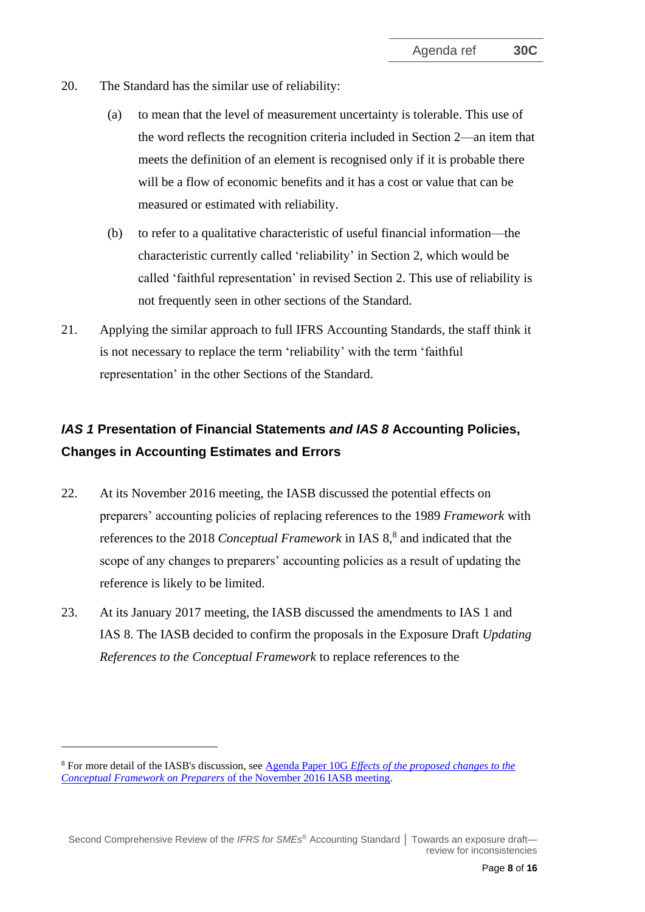20. The Standard has the similar use of reliability:

    (a) to mean that the level of measurement uncertainty is tolerable. This use of the word reflects the recognition criteria included in Section 2—an item that meets the definition of an element is recognised only if it is probable there will be a flow of economic benefits and it has a cost or value that can be measured or estimated with reliability.

    (b) to refer to a qualitative characteristic of useful financial information—the characteristic currently called 'reliability' in Section 2, which would be called 'faithful representation' in revised Section 2. This use of reliability is not frequently seen in other sections of the Standard.

21. Applying the similar approach to full IFRS Accounting Standards, the staff think it is not necessary to replace the term 'reliability' with the term 'faithful representation' in the other Sections of the Standard.

## *IAS 1* Presentation of Financial Statements *and IAS 8* Accounting Policies, Changes in Accounting Estimates and Errors

22. At its November 2016 meeting, the IASB discussed the potential effects on preparers' accounting policies of replacing references to the 1989 *Framework* with references to the 2018 *Conceptual Framework* in IAS 8,[8] and indicated that the scope of any changes to preparers' accounting policies as a result of updating the reference is likely to be limited.

23. At its January 2017 meeting, the IASB discussed the amendments to IAS 1 and IAS 8. The IASB decided to confirm the proposals in the Exposure Draft *Updating References to the Conceptual Framework* to replace references to the

---

[8] For more detail of the IASB's discussion, see Agenda Paper 10G *Effects of the proposed changes to the Conceptual Framework on Preparers* of the November 2016 IASB meeting.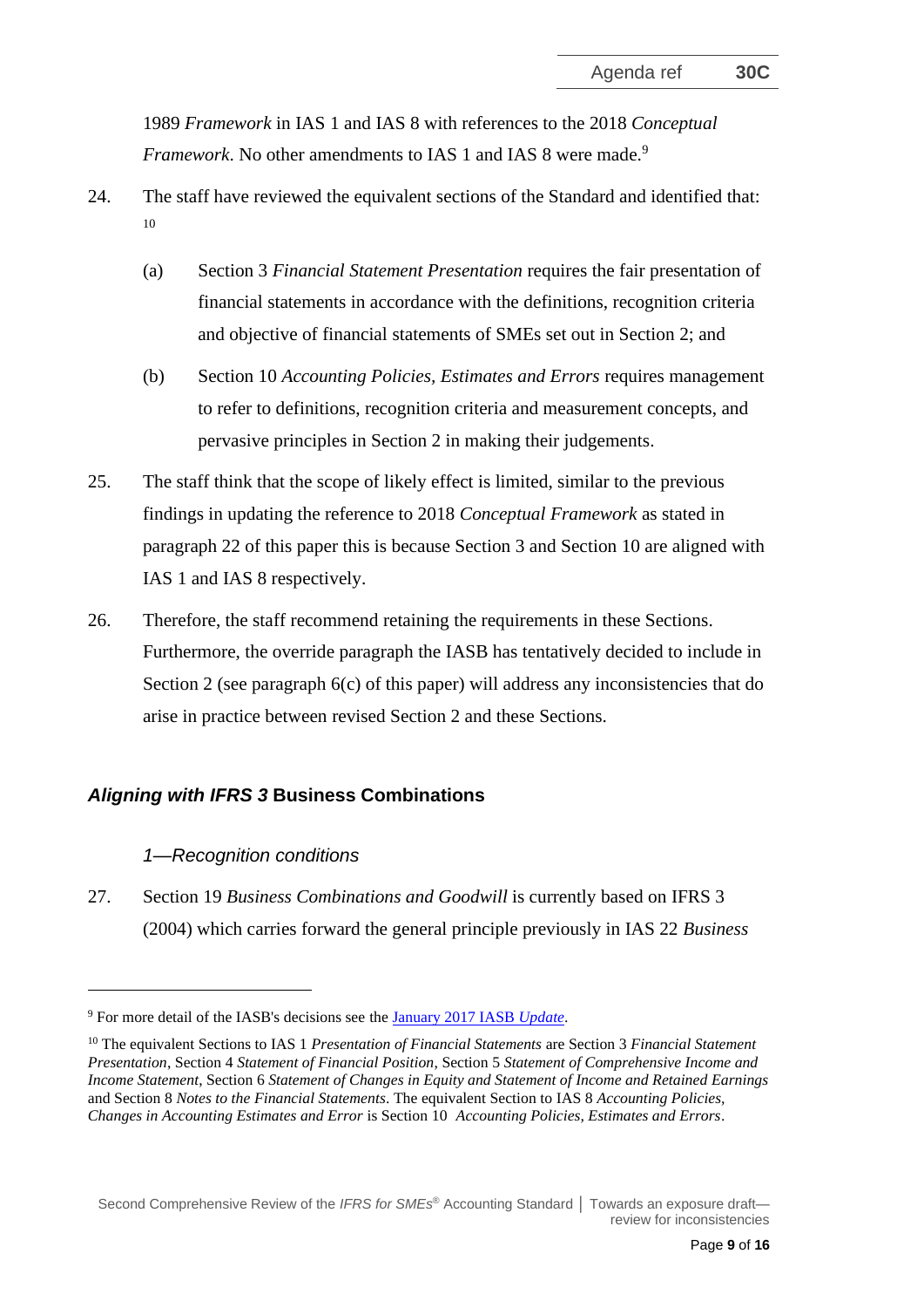1989 *Framework* in IAS 1 and IAS 8 with references to the 2018 *Conceptual Framework*. No other amendments to IAS 1 and IAS 8 were made.[9]

24. The staff have reviewed the equivalent sections of the Standard and identified that: [10]

    (a) Section 3 *Financial Statement Presentation* requires the fair presentation of financial statements in accordance with the definitions, recognition criteria and objective of financial statements of SMEs set out in Section 2; and

    (b) Section 10 *Accounting Policies, Estimates and Errors* requires management to refer to definitions, recognition criteria and measurement concepts, and pervasive principles in Section 2 in making their judgements.

25. The staff think that the scope of likely effect is limited, similar to the previous findings in updating the reference to 2018 *Conceptual Framework* as stated in paragraph 22 of this paper this is because Section 3 and Section 10 are aligned with IAS 1 and IAS 8 respectively.

26. Therefore, the staff recommend retaining the requirements in these Sections. Furthermore, the override paragraph the IASB has tentatively decided to include in Section 2 (see paragraph 6(c) of this paper) will address any inconsistencies that do arise in practice between revised Section 2 and these Sections.

## *Aligning with IFRS 3* Business Combinations

### *1—Recognition conditions*

27. Section 19 *Business Combinations and Goodwill* is currently based on IFRS 3 (2004) which carries forward the general principle previously in IAS 22 *Business*

---

[9] For more detail of the IASB's decisions see the January 2017 IASB *Update*.

[10] The equivalent Sections to IAS 1 *Presentation of Financial Statements* are Section 3 *Financial Statement Presentation*, Section 4 *Statement of Financial Position*, Section 5 *Statement of Comprehensive Income and Income Statement*, Section 6 *Statement of Changes in Equity and Statement of Income and Retained Earnings* and Section 8 *Notes to the Financial Statements*. The equivalent Section to IAS 8 *Accounting Policies, Changes in Accounting Estimates and Error* is Section 10 *Accounting Policies, Estimates and Errors*.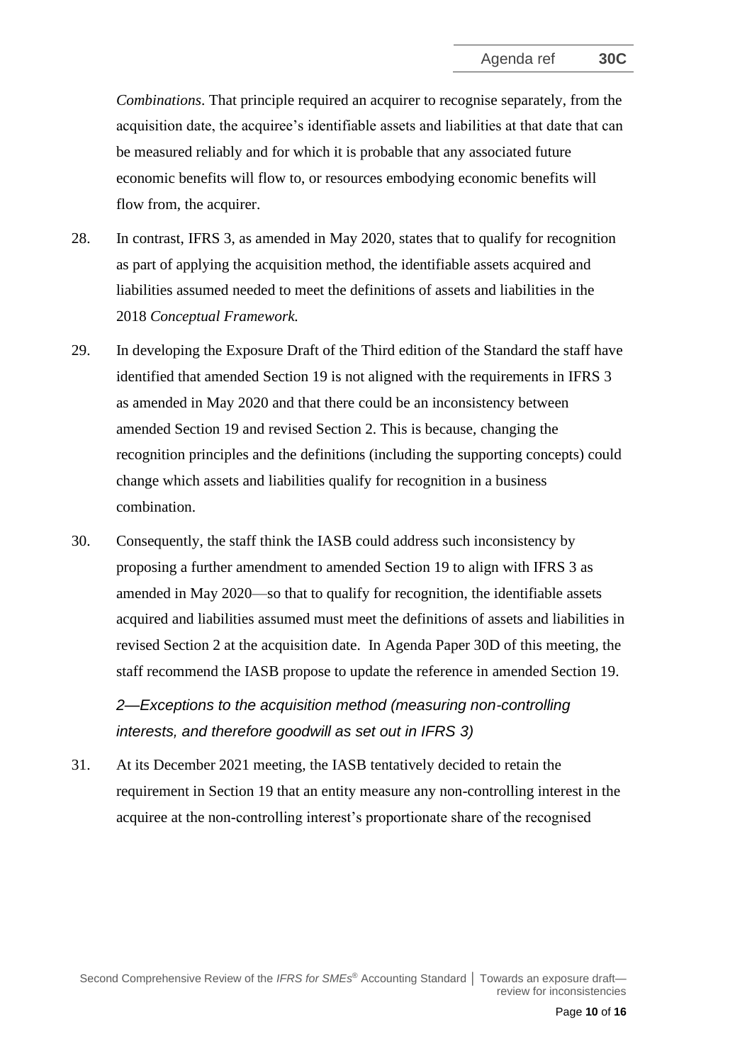*Combinations*. That principle required an acquirer to recognise separately, from the acquisition date, the acquiree's identifiable assets and liabilities at that date that can be measured reliably and for which it is probable that any associated future economic benefits will flow to, or resources embodying economic benefits will flow from, the acquirer.

28. In contrast, IFRS 3, as amended in May 2020, states that to qualify for recognition as part of applying the acquisition method, the identifiable assets acquired and liabilities assumed needed to meet the definitions of assets and liabilities in the 2018 *Conceptual Framework.*

29. In developing the Exposure Draft of the Third edition of the Standard the staff have identified that amended Section 19 is not aligned with the requirements in IFRS 3 as amended in May 2020 and that there could be an inconsistency between amended Section 19 and revised Section 2. This is because, changing the recognition principles and the definitions (including the supporting concepts) could change which assets and liabilities qualify for recognition in a business combination.

30. Consequently, the staff think the IASB could address such inconsistency by proposing a further amendment to amended Section 19 to align with IFRS 3 as amended in May 2020—so that to qualify for recognition, the identifiable assets acquired and liabilities assumed must meet the definitions of assets and liabilities in revised Section 2 at the acquisition date. In Agenda Paper 30D of this meeting, the staff recommend the IASB propose to update the reference in amended Section 19.

*2—Exceptions to the acquisition method (measuring non-controlling interests, and therefore goodwill as set out in IFRS 3)*

31. At its December 2021 meeting, the IASB tentatively decided to retain the requirement in Section 19 that an entity measure any non-controlling interest in the acquiree at the non-controlling interest's proportionate share of the recognised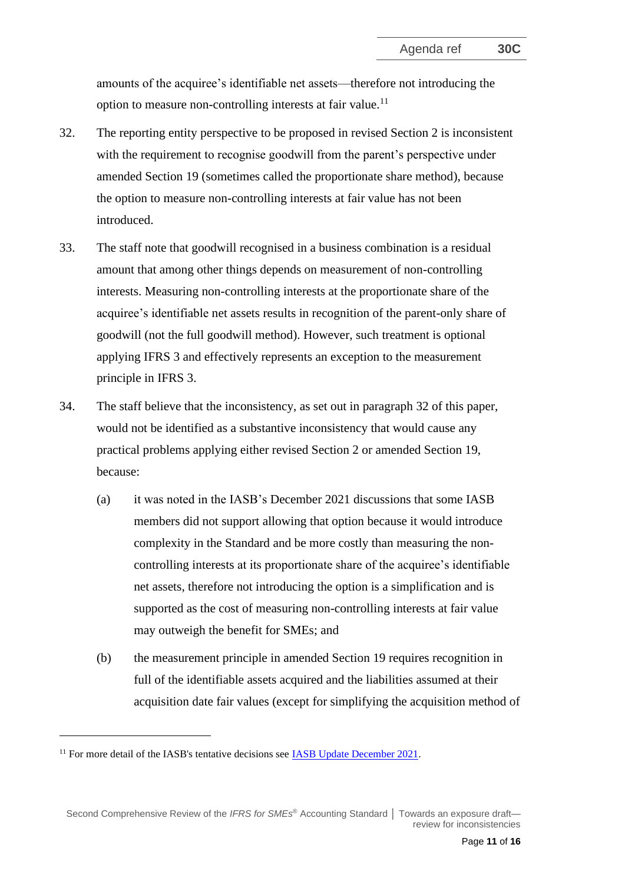amounts of the acquiree's identifiable net assets—therefore not introducing the option to measure non-controlling interests at fair value.[11]

32. The reporting entity perspective to be proposed in revised Section 2 is inconsistent with the requirement to recognise goodwill from the parent's perspective under amended Section 19 (sometimes called the proportionate share method), because the option to measure non-controlling interests at fair value has not been introduced.

33. The staff note that goodwill recognised in a business combination is a residual amount that among other things depends on measurement of non-controlling interests. Measuring non-controlling interests at the proportionate share of the acquiree's identifiable net assets results in recognition of the parent-only share of goodwill (not the full goodwill method). However, such treatment is optional applying IFRS 3 and effectively represents an exception to the measurement principle in IFRS 3.

34. The staff believe that the inconsistency, as set out in paragraph 32 of this paper, would not be identified as a substantive inconsistency that would cause any practical problems applying either revised Section 2 or amended Section 19, because:

    (a) it was noted in the IASB's December 2021 discussions that some IASB members did not support allowing that option because it would introduce complexity in the Standard and be more costly than measuring the non-controlling interests at its proportionate share of the acquiree's identifiable net assets, therefore not introducing the option is a simplification and is supported as the cost of measuring non-controlling interests at fair value may outweigh the benefit for SMEs; and

    (b) the measurement principle in amended Section 19 requires recognition in full of the identifiable assets acquired and the liabilities assumed at their acquisition date fair values (except for simplifying the acquisition method of

[11] For more detail of the IASB's tentative decisions see IASB Update December 2021.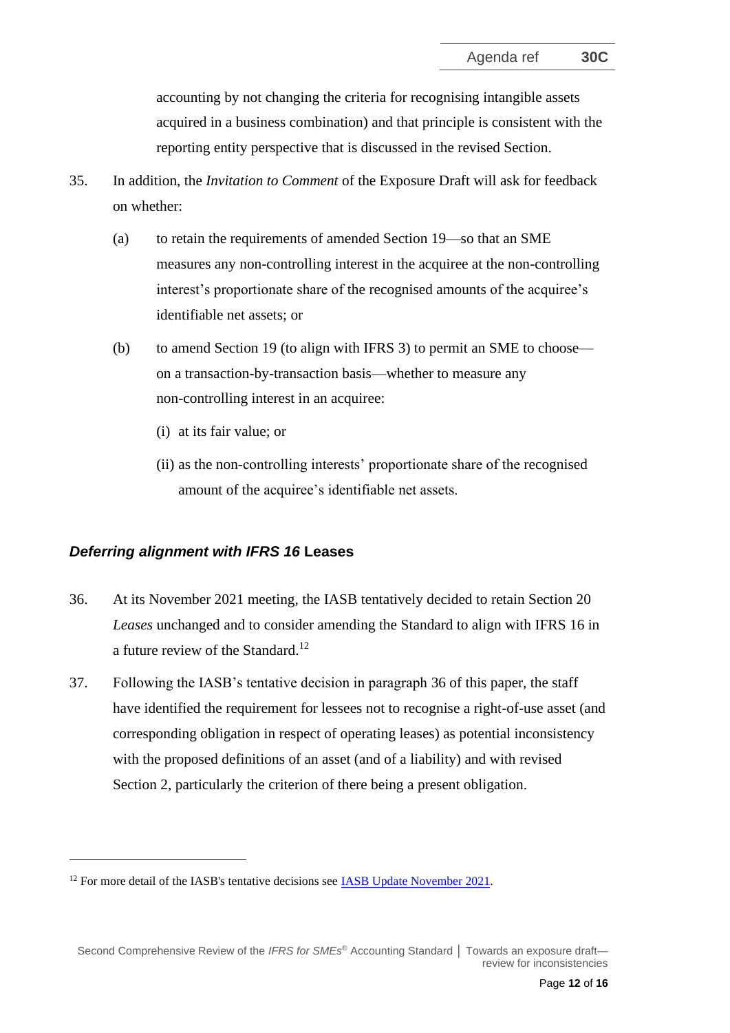accounting by not changing the criteria for recognising intangible assets acquired in a business combination) and that principle is consistent with the reporting entity perspective that is discussed in the revised Section.

35. In addition, the *Invitation to Comment* of the Exposure Draft will ask for feedback on whether:

    (a) to retain the requirements of amended Section 19—so that an SME measures any non-controlling interest in the acquiree at the non-controlling interest's proportionate share of the recognised amounts of the acquiree's identifiable net assets; or

    (b) to amend Section 19 (to align with IFRS 3) to permit an SME to choose—on a transaction-by-transaction basis—whether to measure any non-controlling interest in an acquiree:

        (i) at its fair value; or

        (ii) as the non-controlling interests' proportionate share of the recognised amount of the acquiree's identifiable net assets.

### *Deferring alignment with IFRS 16* Leases

36. At its November 2021 meeting, the IASB tentatively decided to retain Section 20 *Leases* unchanged and to consider amending the Standard to align with IFRS 16 in a future review of the Standard.[12]

37. Following the IASB's tentative decision in paragraph 36 of this paper, the staff have identified the requirement for lessees not to recognise a right-of-use asset (and corresponding obligation in respect of operating leases) as potential inconsistency with the proposed definitions of an asset (and of a liability) and with revised Section 2, particularly the criterion of there being a present obligation.

---

[12] For more detail of the IASB's tentative decisions see IASB Update November 2021.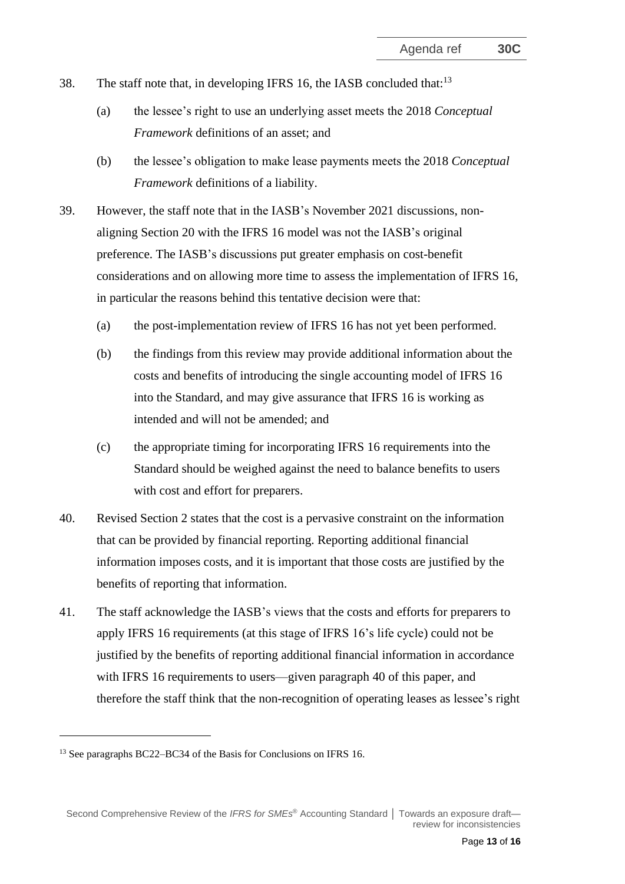38. The staff note that, in developing IFRS 16, the IASB concluded that:[13]

    (a) the lessee's right to use an underlying asset meets the 2018 *Conceptual Framework* definitions of an asset; and

    (b) the lessee's obligation to make lease payments meets the 2018 *Conceptual Framework* definitions of a liability.

39. However, the staff note that in the IASB's November 2021 discussions, non-aligning Section 20 with the IFRS 16 model was not the IASB's original preference. The IASB's discussions put greater emphasis on cost-benefit considerations and on allowing more time to assess the implementation of IFRS 16, in particular the reasons behind this tentative decision were that:

    (a) the post-implementation review of IFRS 16 has not yet been performed.

    (b) the findings from this review may provide additional information about the costs and benefits of introducing the single accounting model of IFRS 16 into the Standard, and may give assurance that IFRS 16 is working as intended and will not be amended; and

    (c) the appropriate timing for incorporating IFRS 16 requirements into the Standard should be weighed against the need to balance benefits to users with cost and effort for preparers.

40. Revised Section 2 states that the cost is a pervasive constraint on the information that can be provided by financial reporting. Reporting additional financial information imposes costs, and it is important that those costs are justified by the benefits of reporting that information.

41. The staff acknowledge the IASB's views that the costs and efforts for preparers to apply IFRS 16 requirements (at this stage of IFRS 16's life cycle) could not be justified by the benefits of reporting additional financial information in accordance with IFRS 16 requirements to users—given paragraph 40 of this paper, and therefore the staff think that the non-recognition of operating leases as lessee's right

---

[13] See paragraphs BC22–BC34 of the Basis for Conclusions on IFRS 16.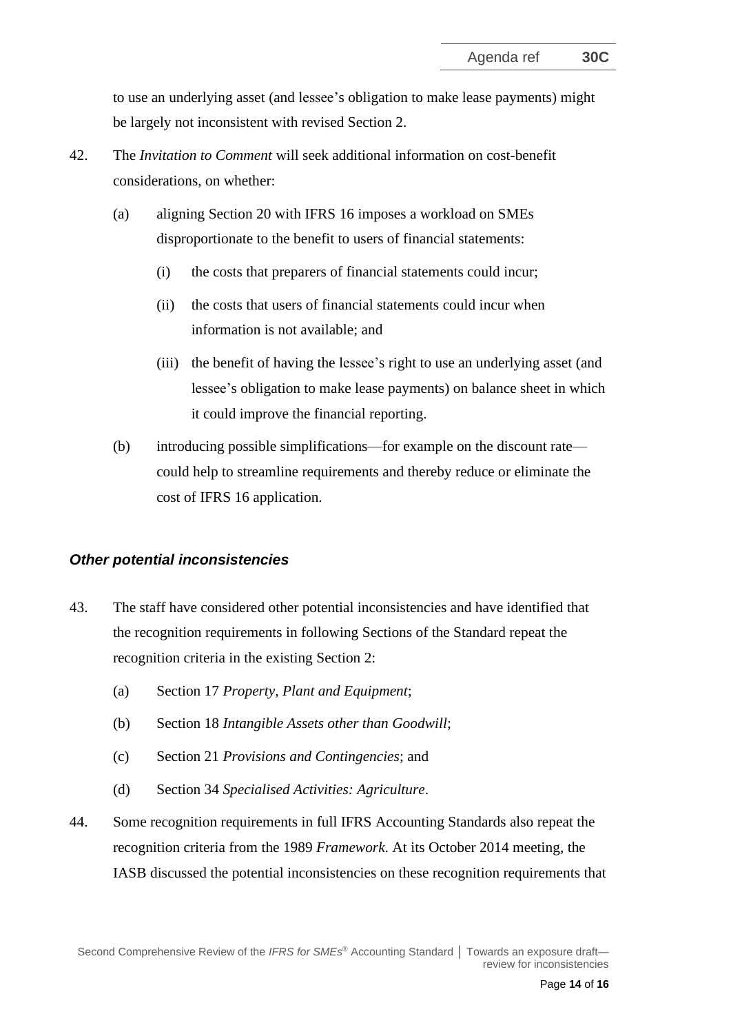to use an underlying asset (and lessee's obligation to make lease payments) might be largely not inconsistent with revised Section 2.

42. The *Invitation to Comment* will seek additional information on cost-benefit considerations, on whether:

    (a) aligning Section 20 with IFRS 16 imposes a workload on SMEs disproportionate to the benefit to users of financial statements:

        (i) the costs that preparers of financial statements could incur;

        (ii) the costs that users of financial statements could incur when information is not available; and

        (iii) the benefit of having the lessee's right to use an underlying asset (and lessee's obligation to make lease payments) on balance sheet in which it could improve the financial reporting.

    (b) introducing possible simplifications—for example on the discount rate—could help to streamline requirements and thereby reduce or eliminate the cost of IFRS 16 application.

### *Other potential inconsistencies*

43. The staff have considered other potential inconsistencies and have identified that the recognition requirements in following Sections of the Standard repeat the recognition criteria in the existing Section 2:

    (a) Section 17 *Property, Plant and Equipment*;

    (b) Section 18 *Intangible Assets other than Goodwill*;

    (c) Section 21 *Provisions and Contingencies*; and

    (d) Section 34 *Specialised Activities: Agriculture*.

44. Some recognition requirements in full IFRS Accounting Standards also repeat the recognition criteria from the 1989 *Framework*. At its October 2014 meeting, the IASB discussed the potential inconsistencies on these recognition requirements that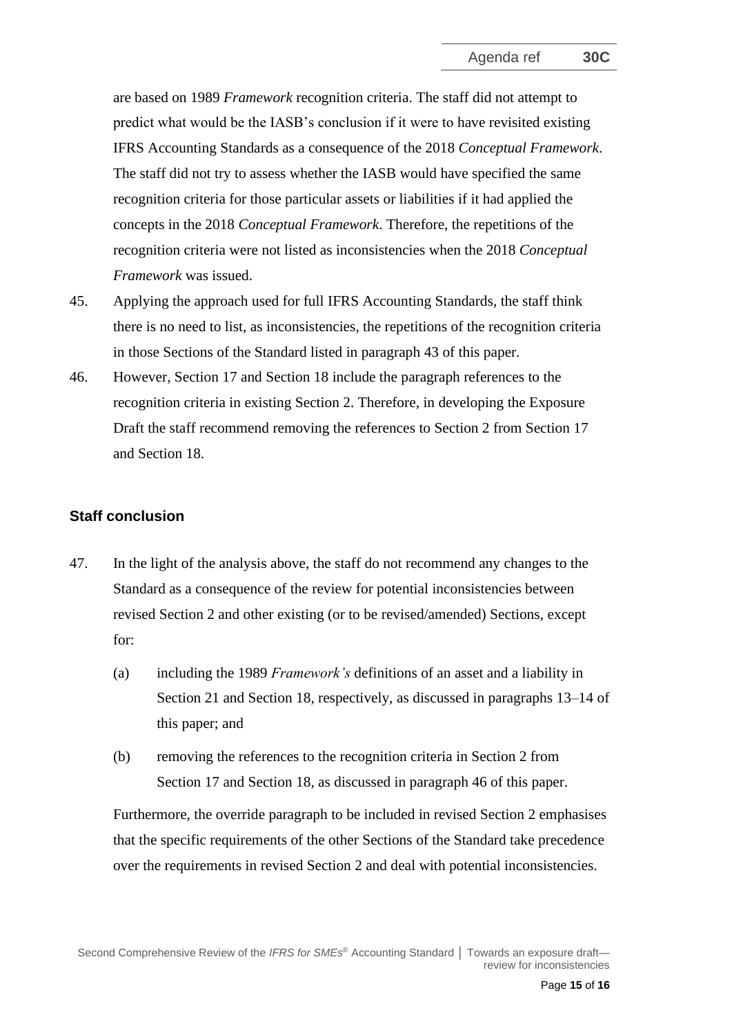are based on 1989 *Framework* recognition criteria. The staff did not attempt to predict what would be the IASB's conclusion if it were to have revisited existing IFRS Accounting Standards as a consequence of the 2018 *Conceptual Framework*. The staff did not try to assess whether the IASB would have specified the same recognition criteria for those particular assets or liabilities if it had applied the concepts in the 2018 *Conceptual Framework*. Therefore, the repetitions of the recognition criteria were not listed as inconsistencies when the 2018 *Conceptual Framework* was issued.

45. Applying the approach used for full IFRS Accounting Standards, the staff think there is no need to list, as inconsistencies, the repetitions of the recognition criteria in those Sections of the Standard listed in paragraph 43 of this paper.

46. However, Section 17 and Section 18 include the paragraph references to the recognition criteria in existing Section 2. Therefore, in developing the Exposure Draft the staff recommend removing the references to Section 2 from Section 17 and Section 18.

## Staff conclusion

47. In the light of the analysis above, the staff do not recommend any changes to the Standard as a consequence of the review for potential inconsistencies between revised Section 2 and other existing (or to be revised/amended) Sections, except for:

    (a) including the 1989 *Framework's* definitions of an asset and a liability in Section 21 and Section 18, respectively, as discussed in paragraphs 13–14 of this paper; and

    (b) removing the references to the recognition criteria in Section 2 from Section 17 and Section 18, as discussed in paragraph 46 of this paper.

    Furthermore, the override paragraph to be included in revised Section 2 emphasises that the specific requirements of the other Sections of the Standard take precedence over the requirements in revised Section 2 and deal with potential inconsistencies.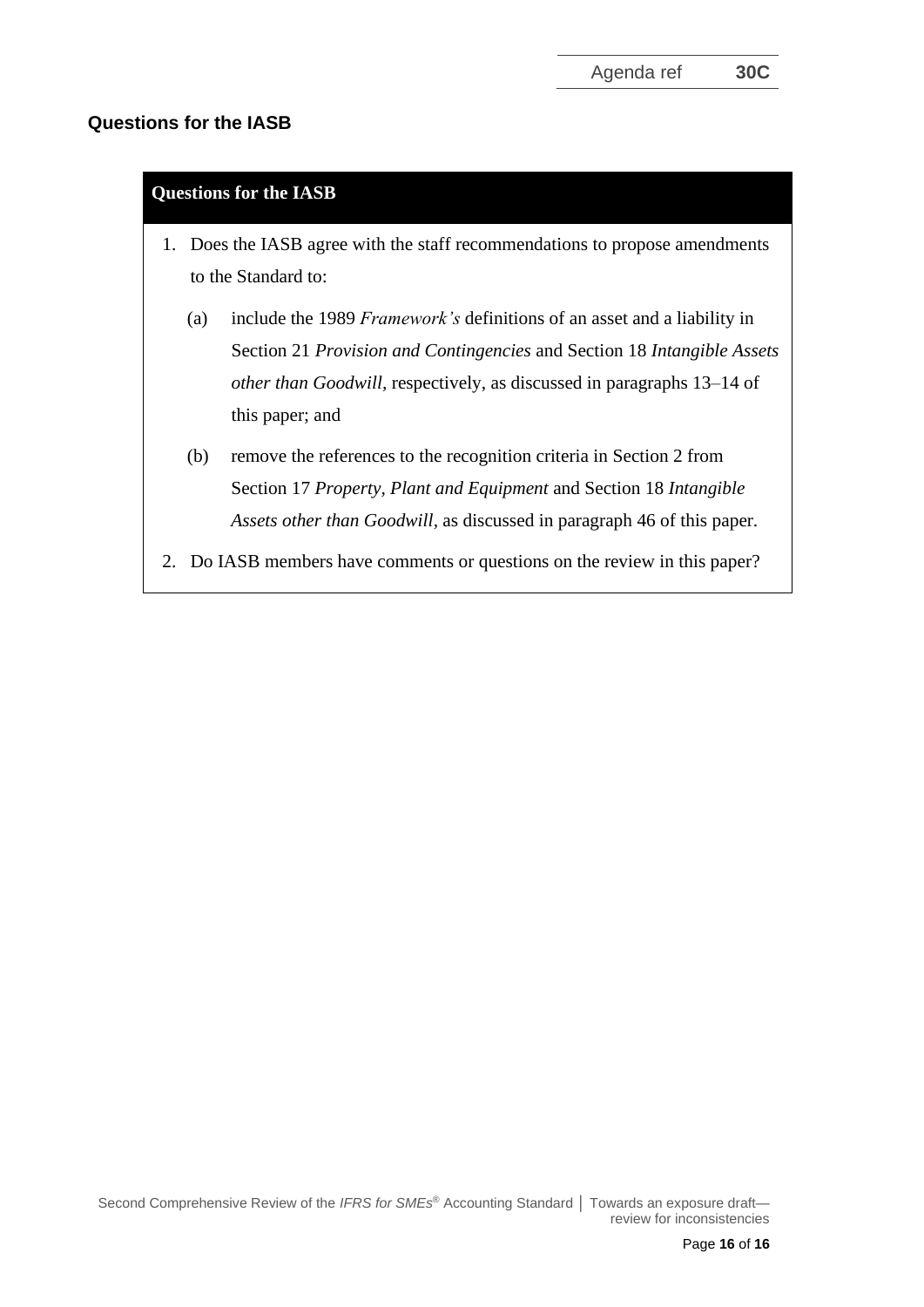## Questions for the IASB

**Questions for the IASB**

1. Does the IASB agree with the staff recommendations to propose amendments to the Standard to:

   (a) include the 1989 *Framework's* definitions of an asset and a liability in Section 21 *Provision and Contingencies* and Section 18 *Intangible Assets other than Goodwill*, respectively, as discussed in paragraphs 13–14 of this paper; and

   (b) remove the references to the recognition criteria in Section 2 from Section 17 *Property, Plant and Equipment* and Section 18 *Intangible Assets other than Goodwill*, as discussed in paragraph 46 of this paper.

2. Do IASB members have comments or questions on the review in this paper?